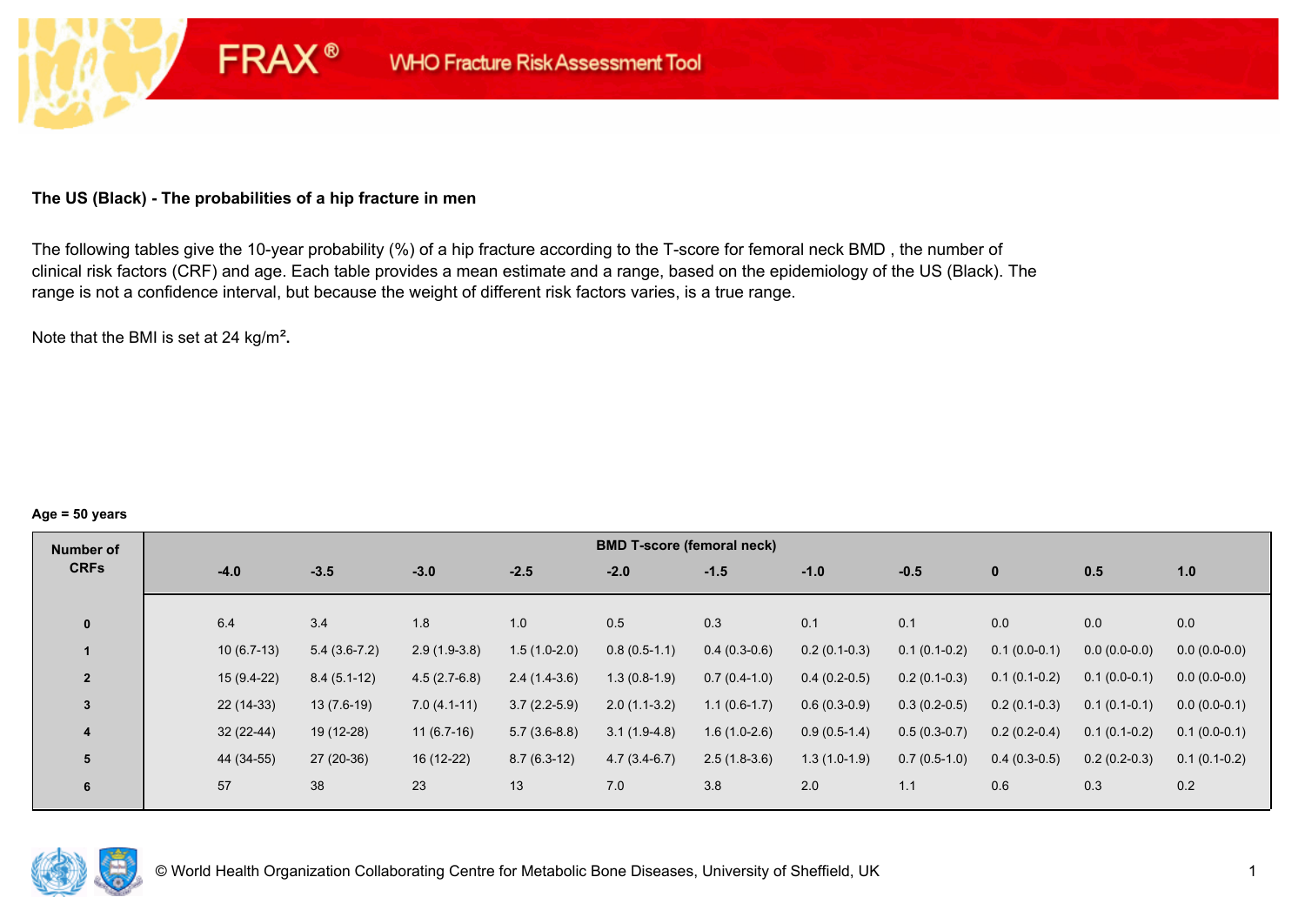FRAX® WHO Fracture Risk Assessment Tool

### The US (Black) - The probabilities of a hip fracture in men

The following tables give the 10-year probability (%) of a hip fracture according to the T-score for femoral neck BMD , the number of clinical risk factors (CRF) and age. Each table provides a mean estimate and a range, based on the epidemiology of the US (Black). The range is not a confidence interval, but because the weight of different risk factors varies, is a true range.

Note that the BMI is set at 24 kg/m².

**Age = 50 years**

| Number of CRFs | BMD T-score (femoral neck) | | | | | | | | | | |
|---|---|---|---|---|---|---|---|---|---|---|---|
| | -4.0 | -3.5 | -3.0 | -2.5 | -2.0 | -1.5 | -1.0 | -0.5 | 0 | 0.5 | 1.0 |
| 0 | 6.4 | 3.4 | 1.8 | 1.0 | 0.5 | 0.3 | 0.1 | 0.1 | 0.0 | 0.0 | 0.0 |
| 1 | 10 (6.7-13) | 5.4 (3.6-7.2) | 2.9 (1.9-3.8) | 1.5 (1.0-2.0) | 0.8 (0.5-1.1) | 0.4 (0.3-0.6) | 0.2 (0.1-0.3) | 0.1 (0.1-0.2) | 0.1 (0.0-0.1) | 0.0 (0.0-0.0) | 0.0 (0.0-0.0) |
| 2 | 15 (9.4-22) | 8.4 (5.1-12) | 4.5 (2.7-6.8) | 2.4 (1.4-3.6) | 1.3 (0.8-1.9) | 0.7 (0.4-1.0) | 0.4 (0.2-0.5) | 0.2 (0.1-0.3) | 0.1 (0.1-0.2) | 0.1 (0.0-0.1) | 0.0 (0.0-0.0) |
| 3 | 22 (14-33) | 13 (7.6-19) | 7.0 (4.1-11) | 3.7 (2.2-5.9) | 2.0 (1.1-3.2) | 1.1 (0.6-1.7) | 0.6 (0.3-0.9) | 0.3 (0.2-0.5) | 0.2 (0.1-0.3) | 0.1 (0.1-0.1) | 0.0 (0.0-0.1) |
| 4 | 32 (22-44) | 19 (12-28) | 11 (6.7-16) | 5.7 (3.6-8.8) | 3.1 (1.9-4.8) | 1.6 (1.0-2.6) | 0.9 (0.5-1.4) | 0.5 (0.3-0.7) | 0.2 (0.2-0.4) | 0.1 (0.1-0.2) | 0.1 (0.0-0.1) |
| 5 | 44 (34-55) | 27 (20-36) | 16 (12-22) | 8.7 (6.3-12) | 4.7 (3.4-6.7) | 2.5 (1.8-3.6) | 1.3 (1.0-1.9) | 0.7 (0.5-1.0) | 0.4 (0.3-0.5) | 0.2 (0.2-0.3) | 0.1 (0.1-0.2) |
| 6 | 57 | 38 | 23 | 13 | 7.0 | 3.8 | 2.0 | 1.1 | 0.6 | 0.3 | 0.2 |

© World Health Organization Collaborating Centre for Metabolic Bone Diseases, University of Sheffield, UK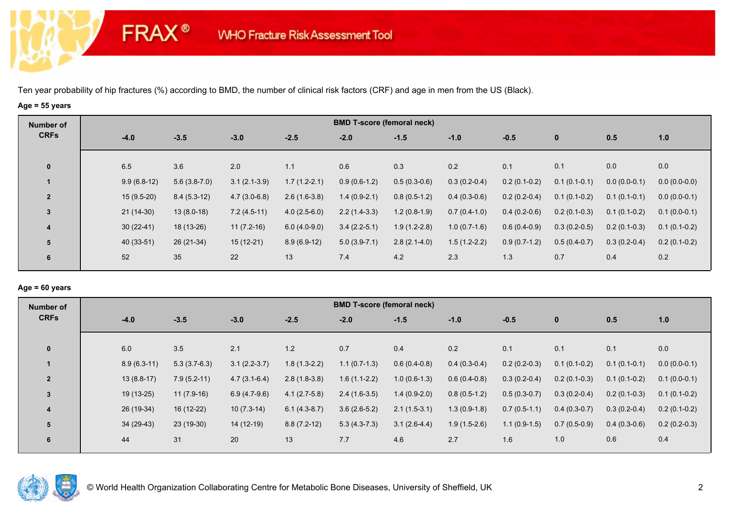# FRAX® WHO Fracture Risk Assessment Tool

Ten year probability of hip fractures (%) according to BMD, the number of clinical risk factors (CRF) and age in men from the US (Black).

**Age = 55 years**

| Number of CRFs | BMD T-score (femoral neck) | | | | | | | | | | |
|---|---|---|---|---|---|---|---|---|---|---|---|
| | -4.0 | -3.5 | -3.0 | -2.5 | -2.0 | -1.5 | -1.0 | -0.5 | 0 | 0.5 | 1.0 |
| 0 | 6.5 | 3.6 | 2.0 | 1.1 | 0.6 | 0.3 | 0.2 | 0.1 | 0.1 | 0.0 | 0.0 |
| 1 | 9.9 (6.8-12) | 5.6 (3.8-7.0) | 3.1 (2.1-3.9) | 1.7 (1.2-2.1) | 0.9 (0.6-1.2) | 0.5 (0.3-0.6) | 0.3 (0.2-0.4) | 0.2 (0.1-0.2) | 0.1 (0.1-0.1) | 0.0 (0.0-0.1) | 0.0 (0.0-0.0) |
| 2 | 15 (9.5-20) | 8.4 (5.3-12) | 4.7 (3.0-6.8) | 2.6 (1.6-3.8) | 1.4 (0.9-2.1) | 0.8 (0.5-1.2) | 0.4 (0.3-0.6) | 0.2 (0.2-0.4) | 0.1 (0.1-0.2) | 0.1 (0.1-0.1) | 0.0 (0.0-0.1) |
| 3 | 21 (14-30) | 13 (8.0-18) | 7.2 (4.5-11) | 4.0 (2.5-6.0) | 2.2 (1.4-3.3) | 1.2 (0.8-1.9) | 0.7 (0.4-1.0) | 0.4 (0.2-0.6) | 0.2 (0.1-0.3) | 0.1 (0.1-0.2) | 0.1 (0.0-0.1) |
| 4 | 30 (22-41) | 18 (13-26) | 11 (7.2-16) | 6.0 (4.0-9.0) | 3.4 (2.2-5.1) | 1.9 (1.2-2.8) | 1.0 (0.7-1.6) | 0.6 (0.4-0.9) | 0.3 (0.2-0.5) | 0.2 (0.1-0.3) | 0.1 (0.1-0.2) |
| 5 | 40 (33-51) | 26 (21-34) | 15 (12-21) | 8.9 (6.9-12) | 5.0 (3.9-7.1) | 2.8 (2.1-4.0) | 1.5 (1.2-2.2) | 0.9 (0.7-1.2) | 0.5 (0.4-0.7) | 0.3 (0.2-0.4) | 0.2 (0.1-0.2) |
| 6 | 52 | 35 | 22 | 13 | 7.4 | 4.2 | 2.3 | 1.3 | 0.7 | 0.4 | 0.2 |

**Age = 60 years**

| Number of CRFs | BMD T-score (femoral neck) | | | | | | | | | | |
|---|---|---|---|---|---|---|---|---|---|---|---|
| | -4.0 | -3.5 | -3.0 | -2.5 | -2.0 | -1.5 | -1.0 | -0.5 | 0 | 0.5 | 1.0 |
| 0 | 6.0 | 3.5 | 2.1 | 1.2 | 0.7 | 0.4 | 0.2 | 0.1 | 0.1 | 0.1 | 0.0 |
| 1 | 8.9 (6.3-11) | 5.3 (3.7-6.3) | 3.1 (2.2-3.7) | 1.8 (1.3-2.2) | 1.1 (0.7-1.3) | 0.6 (0.4-0.8) | 0.4 (0.3-0.4) | 0.2 (0.2-0.3) | 0.1 (0.1-0.2) | 0.1 (0.1-0.1) | 0.0 (0.0-0.1) |
| 2 | 13 (8.8-17) | 7.9 (5.2-11) | 4.7 (3.1-6.4) | 2.8 (1.8-3.8) | 1.6 (1.1-2.2) | 1.0 (0.6-1.3) | 0.6 (0.4-0.8) | 0.3 (0.2-0.4) | 0.2 (0.1-0.3) | 0.1 (0.1-0.2) | 0.1 (0.0-0.1) |
| 3 | 19 (13-25) | 11 (7.9-16) | 6.9 (4.7-9.6) | 4.1 (2.7-5.8) | 2.4 (1.6-3.5) | 1.4 (0.9-2.0) | 0.8 (0.5-1.2) | 0.5 (0.3-0.7) | 0.3 (0.2-0.4) | 0.2 (0.1-0.3) | 0.1 (0.1-0.2) |
| 4 | 26 (19-34) | 16 (12-22) | 10 (7.3-14) | 6.1 (4.3-8.7) | 3.6 (2.6-5.2) | 2.1 (1.5-3.1) | 1.3 (0.9-1.8) | 0.7 (0.5-1.1) | 0.4 (0.3-0.7) | 0.3 (0.2-0.4) | 0.2 (0.1-0.2) |
| 5 | 34 (29-43) | 23 (19-30) | 14 (12-19) | 8.8 (7.2-12) | 5.3 (4.3-7.3) | 3.1 (2.6-4.4) | 1.9 (1.5-2.6) | 1.1 (0.9-1.5) | 0.7 (0.5-0.9) | 0.4 (0.3-0.6) | 0.2 (0.2-0.3) |
| 6 | 44 | 31 | 20 | 13 | 7.7 | 4.6 | 2.7 | 1.6 | 1.0 | 0.6 | 0.4 |

© World Health Organization Collaborating Centre for Metabolic Bone Diseases, University of Sheffield, UK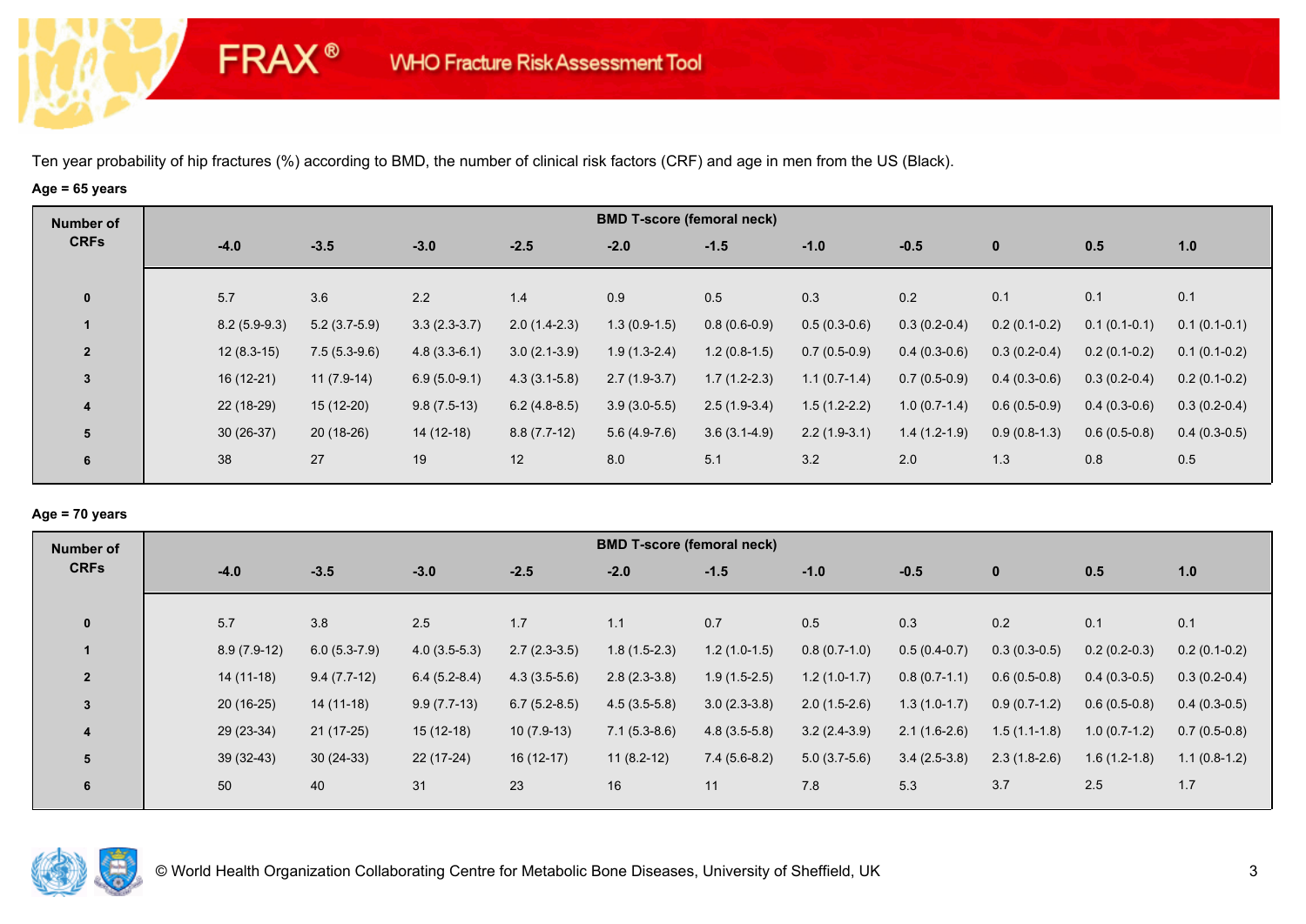Ten year probability of hip fractures (%) according to BMD, the number of clinical risk factors (CRF) and age in men from the US (Black).

**Age = 65 years**

| Number of CRFs | BMD T-score (femoral neck) | | | | | | | | | | |
|---|---|---|---|---|---|---|---|---|---|---|---|
| | -4.0 | -3.5 | -3.0 | -2.5 | -2.0 | -1.5 | -1.0 | -0.5 | 0 | 0.5 | 1.0 |
| 0 | 5.7 | 3.6 | 2.2 | 1.4 | 0.9 | 0.5 | 0.3 | 0.2 | 0.1 | 0.1 | 0.1 |
| 1 | 8.2 (5.9-9.3) | 5.2 (3.7-5.9) | 3.3 (2.3-3.7) | 2.0 (1.4-2.3) | 1.3 (0.9-1.5) | 0.8 (0.6-0.9) | 0.5 (0.3-0.6) | 0.3 (0.2-0.4) | 0.2 (0.1-0.2) | 0.1 (0.1-0.1) | 0.1 (0.1-0.1) |
| 2 | 12 (8.3-15) | 7.5 (5.3-9.6) | 4.8 (3.3-6.1) | 3.0 (2.1-3.9) | 1.9 (1.3-2.4) | 1.2 (0.8-1.5) | 0.7 (0.5-0.9) | 0.4 (0.3-0.6) | 0.3 (0.2-0.4) | 0.2 (0.1-0.2) | 0.1 (0.1-0.2) |
| 3 | 16 (12-21) | 11 (7.9-14) | 6.9 (5.0-9.1) | 4.3 (3.1-5.8) | 2.7 (1.9-3.7) | 1.7 (1.2-2.3) | 1.1 (0.7-1.4) | 0.7 (0.5-0.9) | 0.4 (0.3-0.6) | 0.3 (0.2-0.4) | 0.2 (0.1-0.2) |
| 4 | 22 (18-29) | 15 (12-20) | 9.8 (7.5-13) | 6.2 (4.8-8.5) | 3.9 (3.0-5.5) | 2.5 (1.9-3.4) | 1.5 (1.2-2.2) | 1.0 (0.7-1.4) | 0.6 (0.5-0.9) | 0.4 (0.3-0.6) | 0.3 (0.2-0.4) |
| 5 | 30 (26-37) | 20 (18-26) | 14 (12-18) | 8.8 (7.7-12) | 5.6 (4.9-7.6) | 3.6 (3.1-4.9) | 2.2 (1.9-3.1) | 1.4 (1.2-1.9) | 0.9 (0.8-1.3) | 0.6 (0.5-0.8) | 0.4 (0.3-0.5) |
| 6 | 38 | 27 | 19 | 12 | 8.0 | 5.1 | 3.2 | 2.0 | 1.3 | 0.8 | 0.5 |

**Age = 70 years**

| Number of CRFs | BMD T-score (femoral neck) | | | | | | | | | | |
|---|---|---|---|---|---|---|---|---|---|---|---|
| | -4.0 | -3.5 | -3.0 | -2.5 | -2.0 | -1.5 | -1.0 | -0.5 | 0 | 0.5 | 1.0 |
| 0 | 5.7 | 3.8 | 2.5 | 1.7 | 1.1 | 0.7 | 0.5 | 0.3 | 0.2 | 0.1 | 0.1 |
| 1 | 8.9 (7.9-12) | 6.0 (5.3-7.9) | 4.0 (3.5-5.3) | 2.7 (2.3-3.5) | 1.8 (1.5-2.3) | 1.2 (1.0-1.5) | 0.8 (0.7-1.0) | 0.5 (0.4-0.7) | 0.3 (0.3-0.5) | 0.2 (0.2-0.3) | 0.2 (0.1-0.2) |
| 2 | 14 (11-18) | 9.4 (7.7-12) | 6.4 (5.2-8.4) | 4.3 (3.5-5.6) | 2.8 (2.3-3.8) | 1.9 (1.5-2.5) | 1.2 (1.0-1.7) | 0.8 (0.7-1.1) | 0.6 (0.5-0.8) | 0.4 (0.3-0.5) | 0.3 (0.2-0.4) |
| 3 | 20 (16-25) | 14 (11-18) | 9.9 (7.7-13) | 6.7 (5.2-8.5) | 4.5 (3.5-5.8) | 3.0 (2.3-3.8) | 2.0 (1.5-2.6) | 1.3 (1.0-1.7) | 0.9 (0.7-1.2) | 0.6 (0.5-0.8) | 0.4 (0.3-0.5) |
| 4 | 29 (23-34) | 21 (17-25) | 15 (12-18) | 10 (7.9-13) | 7.1 (5.3-8.6) | 4.8 (3.5-5.8) | 3.2 (2.4-3.9) | 2.1 (1.6-2.6) | 1.5 (1.1-1.8) | 1.0 (0.7-1.2) | 0.7 (0.5-0.8) |
| 5 | 39 (32-43) | 30 (24-33) | 22 (17-24) | 16 (12-17) | 11 (8.2-12) | 7.4 (5.6-8.2) | 5.0 (3.7-5.6) | 3.4 (2.5-3.8) | 2.3 (1.8-2.6) | 1.6 (1.2-1.8) | 1.1 (0.8-1.2) |
| 6 | 50 | 40 | 31 | 23 | 16 | 11 | 7.8 | 5.3 | 3.7 | 2.5 | 1.7 |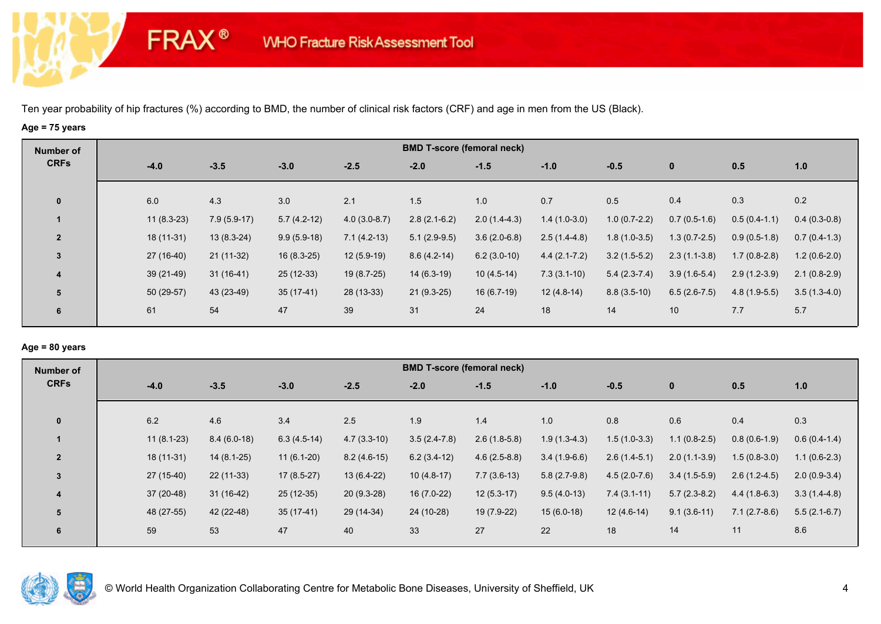FRAX® WHO Fracture Risk Assessment Tool

Ten year probability of hip fractures (%) according to BMD, the number of clinical risk factors (CRF) and age in men from the US (Black).

**Age = 75 years**

| Number of CRFs | BMD T-score (femoral neck) | | | | | | | | | | |
|---|---|---|---|---|---|---|---|---|---|---|---|
| | -4.0 | -3.5 | -3.0 | -2.5 | -2.0 | -1.5 | -1.0 | -0.5 | 0 | 0.5 | 1.0 |
| 0 | 6.0 | 4.3 | 3.0 | 2.1 | 1.5 | 1.0 | 0.7 | 0.5 | 0.4 | 0.3 | 0.2 |
| 1 | 11 (8.3-23) | 7.9 (5.9-17) | 5.7 (4.2-12) | 4.0 (3.0-8.7) | 2.8 (2.1-6.2) | 2.0 (1.4-4.3) | 1.4 (1.0-3.0) | 1.0 (0.7-2.2) | 0.7 (0.5-1.6) | 0.5 (0.4-1.1) | 0.4 (0.3-0.8) |
| 2 | 18 (11-31) | 13 (8.3-24) | 9.9 (5.9-18) | 7.1 (4.2-13) | 5.1 (2.9-9.5) | 3.6 (2.0-6.8) | 2.5 (1.4-4.8) | 1.8 (1.0-3.5) | 1.3 (0.7-2.5) | 0.9 (0.5-1.8) | 0.7 (0.4-1.3) |
| 3 | 27 (16-40) | 21 (11-32) | 16 (8.3-25) | 12 (5.9-19) | 8.6 (4.2-14) | 6.2 (3.0-10) | 4.4 (2.1-7.2) | 3.2 (1.5-5.2) | 2.3 (1.1-3.8) | 1.7 (0.8-2.8) | 1.2 (0.6-2.0) |
| 4 | 39 (21-49) | 31 (16-41) | 25 (12-33) | 19 (8.7-25) | 14 (6.3-19) | 10 (4.5-14) | 7.3 (3.1-10) | 5.4 (2.3-7.4) | 3.9 (1.6-5.4) | 2.9 (1.2-3.9) | 2.1 (0.8-2.9) |
| 5 | 50 (29-57) | 43 (23-49) | 35 (17-41) | 28 (13-33) | 21 (9.3-25) | 16 (6.7-19) | 12 (4.8-14) | 8.8 (3.5-10) | 6.5 (2.6-7.5) | 4.8 (1.9-5.5) | 3.5 (1.3-4.0) |
| 6 | 61 | 54 | 47 | 39 | 31 | 24 | 18 | 14 | 10 | 7.7 | 5.7 |

**Age = 80 years**

| Number of CRFs | BMD T-score (femoral neck) | | | | | | | | | | |
|---|---|---|---|---|---|---|---|---|---|---|---|
| | -4.0 | -3.5 | -3.0 | -2.5 | -2.0 | -1.5 | -1.0 | -0.5 | 0 | 0.5 | 1.0 |
| 0 | 6.2 | 4.6 | 3.4 | 2.5 | 1.9 | 1.4 | 1.0 | 0.8 | 0.6 | 0.4 | 0.3 |
| 1 | 11 (8.1-23) | 8.4 (6.0-18) | 6.3 (4.5-14) | 4.7 (3.3-10) | 3.5 (2.4-7.8) | 2.6 (1.8-5.8) | 1.9 (1.3-4.3) | 1.5 (1.0-3.3) | 1.1 (0.8-2.5) | 0.8 (0.6-1.9) | 0.6 (0.4-1.4) |
| 2 | 18 (11-31) | 14 (8.1-25) | 11 (6.1-20) | 8.2 (4.6-15) | 6.2 (3.4-12) | 4.6 (2.5-8.8) | 3.4 (1.9-6.6) | 2.6 (1.4-5.1) | 2.0 (1.1-3.9) | 1.5 (0.8-3.0) | 1.1 (0.6-2.3) |
| 3 | 27 (15-40) | 22 (11-33) | 17 (8.5-27) | 13 (6.4-22) | 10 (4.8-17) | 7.7 (3.6-13) | 5.8 (2.7-9.8) | 4.5 (2.0-7.6) | 3.4 (1.5-5.9) | 2.6 (1.2-4.5) | 2.0 (0.9-3.4) |
| 4 | 37 (20-48) | 31 (16-42) | 25 (12-35) | 20 (9.3-28) | 16 (7.0-22) | 12 (5.3-17) | 9.5 (4.0-13) | 7.4 (3.1-11) | 5.7 (2.3-8.2) | 4.4 (1.8-6.3) | 3.3 (1.4-4.8) |
| 5 | 48 (27-55) | 42 (22-48) | 35 (17-41) | 29 (14-34) | 24 (10-28) | 19 (7.9-22) | 15 (6.0-18) | 12 (4.6-14) | 9.1 (3.6-11) | 7.1 (2.7-8.6) | 5.5 (2.1-6.7) |
| 6 | 59 | 53 | 47 | 40 | 33 | 27 | 22 | 18 | 14 | 11 | 8.6 |

© World Health Organization Collaborating Centre for Metabolic Bone Diseases, University of Sheffield, UK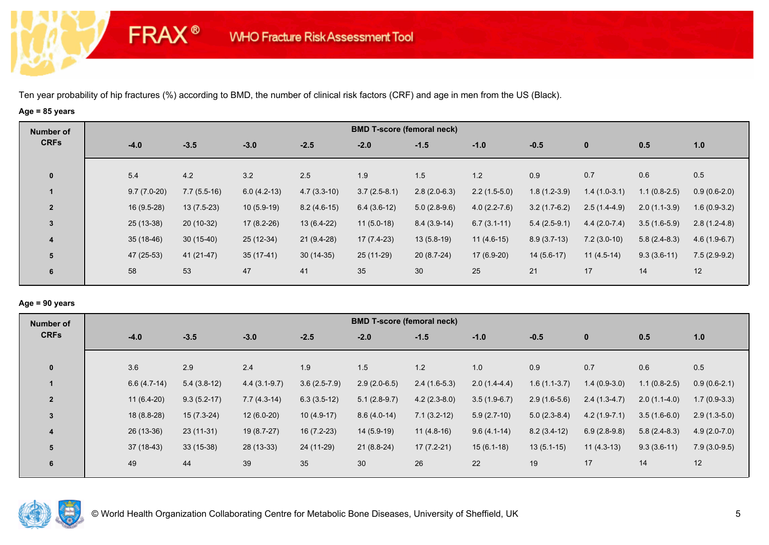FRAX® WHO Fracture Risk Assessment Tool

Ten year probability of hip fractures (%) according to BMD, the number of clinical risk factors (CRF) and age in men from the US (Black).

**Age = 85 years**

| Number of CRFs | BMD T-score (femoral neck) | | | | | | | | | | |
|---|---|---|---|---|---|---|---|---|---|---|---|
| | -4.0 | -3.5 | -3.0 | -2.5 | -2.0 | -1.5 | -1.0 | -0.5 | 0 | 0.5 | 1.0 |
| 0 | 5.4 | 4.2 | 3.2 | 2.5 | 1.9 | 1.5 | 1.2 | 0.9 | 0.7 | 0.6 | 0.5 |
| 1 | 9.7 (7.0-20) | 7.7 (5.5-16) | 6.0 (4.2-13) | 4.7 (3.3-10) | 3.7 (2.5-8.1) | 2.8 (2.0-6.3) | 2.2 (1.5-5.0) | 1.8 (1.2-3.9) | 1.4 (1.0-3.1) | 1.1 (0.8-2.5) | 0.9 (0.6-2.0) |
| 2 | 16 (9.5-28) | 13 (7.5-23) | 10 (5.9-19) | 8.2 (4.6-15) | 6.4 (3.6-12) | 5.0 (2.8-9.6) | 4.0 (2.2-7.6) | 3.2 (1.7-6.2) | 2.5 (1.4-4.9) | 2.0 (1.1-3.9) | 1.6 (0.9-3.2) |
| 3 | 25 (13-38) | 20 (10-32) | 17 (8.2-26) | 13 (6.4-22) | 11 (5.0-18) | 8.4 (3.9-14) | 6.7 (3.1-11) | 5.4 (2.5-9.1) | 4.4 (2.0-7.4) | 3.5 (1.6-5.9) | 2.8 (1.2-4.8) |
| 4 | 35 (18-46) | 30 (15-40) | 25 (12-34) | 21 (9.4-28) | 17 (7.4-23) | 13 (5.8-19) | 11 (4.6-15) | 8.9 (3.7-13) | 7.2 (3.0-10) | 5.8 (2.4-8.3) | 4.6 (1.9-6.7) |
| 5 | 47 (25-53) | 41 (21-47) | 35 (17-41) | 30 (14-35) | 25 (11-29) | 20 (8.7-24) | 17 (6.9-20) | 14 (5.6-17) | 11 (4.5-14) | 9.3 (3.6-11) | 7.5 (2.9-9.2) |
| 6 | 58 | 53 | 47 | 41 | 35 | 30 | 25 | 21 | 17 | 14 | 12 |

**Age = 90 years**

| Number of CRFs | BMD T-score (femoral neck) | | | | | | | | | | |
|---|---|---|---|---|---|---|---|---|---|---|---|
| | -4.0 | -3.5 | -3.0 | -2.5 | -2.0 | -1.5 | -1.0 | -0.5 | 0 | 0.5 | 1.0 |
| 0 | 3.6 | 2.9 | 2.4 | 1.9 | 1.5 | 1.2 | 1.0 | 0.9 | 0.7 | 0.6 | 0.5 |
| 1 | 6.6 (4.7-14) | 5.4 (3.8-12) | 4.4 (3.1-9.7) | 3.6 (2.5-7.9) | 2.9 (2.0-6.5) | 2.4 (1.6-5.3) | 2.0 (1.4-4.4) | 1.6 (1.1-3.7) | 1.4 (0.9-3.0) | 1.1 (0.8-2.5) | 0.9 (0.6-2.1) |
| 2 | 11 (6.4-20) | 9.3 (5.2-17) | 7.7 (4.3-14) | 6.3 (3.5-12) | 5.1 (2.8-9.7) | 4.2 (2.3-8.0) | 3.5 (1.9-6.7) | 2.9 (1.6-5.6) | 2.4 (1.3-4.7) | 2.0 (1.1-4.0) | 1.7 (0.9-3.3) |
| 3 | 18 (8.8-28) | 15 (7.3-24) | 12 (6.0-20) | 10 (4.9-17) | 8.6 (4.0-14) | 7.1 (3.2-12) | 5.9 (2.7-10) | 5.0 (2.3-8.4) | 4.2 (1.9-7.1) | 3.5 (1.6-6.0) | 2.9 (1.3-5.0) |
| 4 | 26 (13-36) | 23 (11-31) | 19 (8.7-27) | 16 (7.2-23) | 14 (5.9-19) | 11 (4.8-16) | 9.6 (4.1-14) | 8.2 (3.4-12) | 6.9 (2.8-9.8) | 5.8 (2.4-8.3) | 4.9 (2.0-7.0) |
| 5 | 37 (18-43) | 33 (15-38) | 28 (13-33) | 24 (11-29) | 21 (8.8-24) | 17 (7.2-21) | 15 (6.1-18) | 13 (5.1-15) | 11 (4.3-13) | 9.3 (3.6-11) | 7.9 (3.0-9.5) |
| 6 | 49 | 44 | 39 | 35 | 30 | 26 | 22 | 19 | 17 | 14 | 12 |

© World Health Organization Collaborating Centre for Metabolic Bone Diseases, University of Sheffield, UK